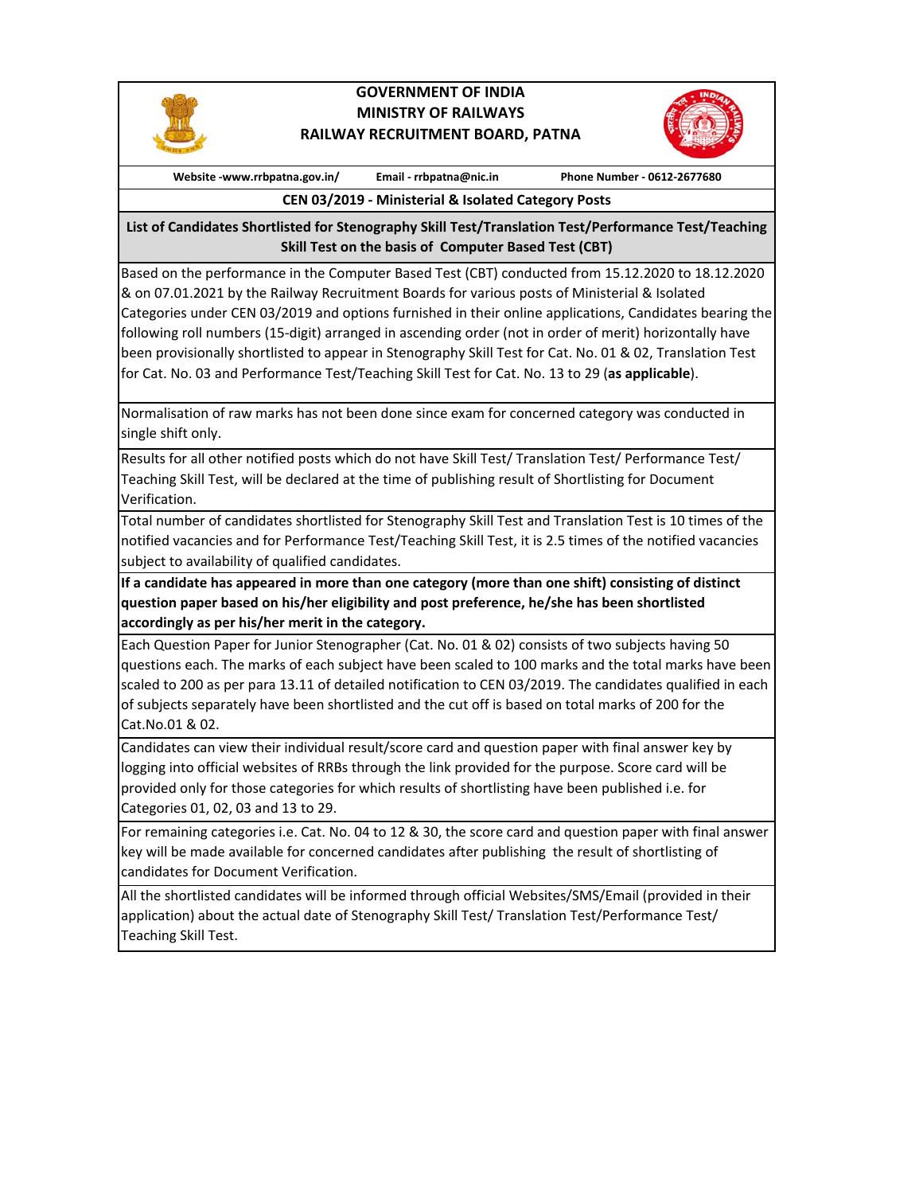# GOVERNMENT OF INDIA
# MINISTRY OF RAILWAYS
# RAILWAY RECRUITMENT BOARD, PATNA

**Website -www.rrbpatna.gov.in/** **Email - rrbpatna@nic.in** **Phone Number - 0612-2677680**

## CEN 03/2019 - Ministerial & Isolated Category Posts

## List of Candidates Shortlisted for Stenography Skill Test/Translation Test/Performance Test/Teaching Skill Test on the basis of Computer Based Test (CBT)

Based on the performance in the Computer Based Test (CBT) conducted from 15.12.2020 to 18.12.2020 & on 07.01.2021 by the Railway Recruitment Boards for various posts of Ministerial & Isolated Categories under CEN 03/2019 and options furnished in their online applications, Candidates bearing the following roll numbers (15-digit) arranged in ascending order (not in order of merit) horizontally have been provisionally shortlisted to appear in Stenography Skill Test for Cat. No. 01 & 02, Translation Test for Cat. No. 03 and Performance Test/Teaching Skill Test for Cat. No. 13 to 29 (**as applicable**).

Normalisation of raw marks has not been done since exam for concerned category was conducted in single shift only.

Results for all other notified posts which do not have Skill Test/ Translation Test/ Performance Test/ Teaching Skill Test, will be declared at the time of publishing result of Shortlisting for Document Verification.

Total number of candidates shortlisted for Stenography Skill Test and Translation Test is 10 times of the notified vacancies and for Performance Test/Teaching Skill Test, it is 2.5 times of the notified vacancies subject to availability of qualified candidates.

**If a candidate has appeared in more than one category (more than one shift) consisting of distinct question paper based on his/her eligibility and post preference, he/she has been shortlisted accordingly as per his/her merit in the category.**

Each Question Paper for Junior Stenographer (Cat. No. 01 & 02) consists of two subjects having 50 questions each. The marks of each subject have been scaled to 100 marks and the total marks have been scaled to 200 as per para 13.11 of detailed notification to CEN 03/2019. The candidates qualified in each of subjects separately have been shortlisted and the cut off is based on total marks of 200 for the Cat.No.01 & 02.

Candidates can view their individual result/score card and question paper with final answer key by logging into official websites of RRBs through the link provided for the purpose. Score card will be provided only for those categories for which results of shortlisting have been published i.e. for Categories 01, 02, 03 and 13 to 29.

For remaining categories i.e. Cat. No. 04 to 12 & 30, the score card and question paper with final answer key will be made available for concerned candidates after publishing the result of shortlisting of candidates for Document Verification.

All the shortlisted candidates will be informed through official Websites/SMS/Email (provided in their application) about the actual date of Stenography Skill Test/ Translation Test/Performance Test/ Teaching Skill Test.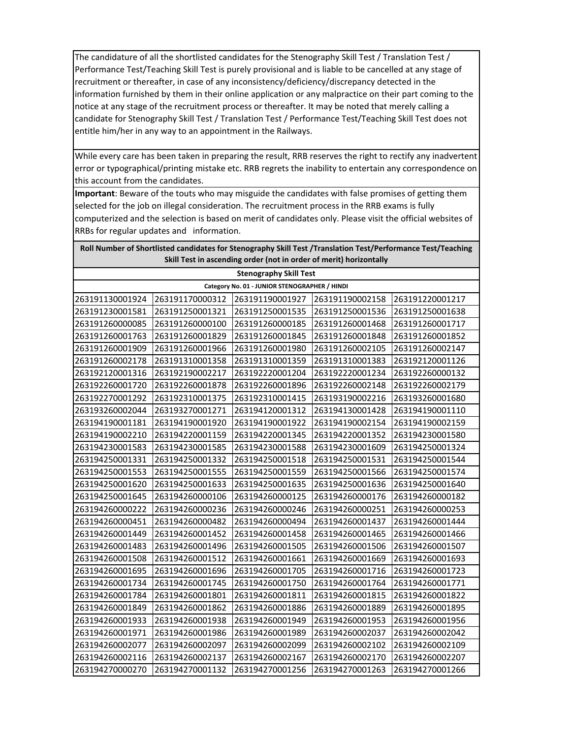The candidature of all the shortlisted candidates for the Stenography Skill Test / Translation Test / Performance Test/Teaching Skill Test is purely provisional and is liable to be cancelled at any stage of recruitment or thereafter, in case of any inconsistency/deficiency/discrepancy detected in the information furnished by them in their online application or any malpractice on their part coming to the notice at any stage of the recruitment process or thereafter. It may be noted that merely calling a candidate for Stenography Skill Test / Translation Test / Performance Test/Teaching Skill Test does not entitle him/her in any way to an appointment in the Railways.

While every care has been taken in preparing the result, RRB reserves the right to rectify any inadvertent error or typographical/printing mistake etc. RRB regrets the inability to entertain any correspondence on this account from the candidates.

**Important**: Beware of the touts who may misguide the candidates with false promises of getting them selected for the job on illegal consideration. The recruitment process in the RRB exams is fully computerized and the selection is based on merit of candidates only. Please visit the official websites of RRBs for regular updates and information.

**Roll Number of Shortlisted candidates for Stenography Skill Test /Translation Test/Performance Test/Teaching Skill Test in ascending order (not in order of merit) horizontally**

**Stenography Skill Test**

**Category No. 01 - JUNIOR STENOGRAPHER / HINDI**

| | | | | |
|---|---|---|---|---|
| 263191130001924 | 263191170000312 | 263191190001927 | 263191190002158 | 263191220001217 |
| 263191230001581 | 263191250001321 | 263191250001535 | 263191250001536 | 263191250001638 |
| 263191260000085 | 263191260000100 | 263191260000185 | 263191260001468 | 263191260001717 |
| 263191260001763 | 263191260001829 | 263191260001845 | 263191260001848 | 263191260001852 |
| 263191260001909 | 263191260001966 | 263191260001980 | 263191260002105 | 263191260002147 |
| 263191260002178 | 263191310001358 | 263191310001359 | 263191310001383 | 263192120001126 |
| 263192120001316 | 263192190002217 | 263192220001204 | 263192220001234 | 263192260000132 |
| 263192260001720 | 263192260001878 | 263192260001896 | 263192260002148 | 263192260002179 |
| 263192270001292 | 263192310001375 | 263192310001415 | 263193190002216 | 263193260001680 |
| 263193260002044 | 263193270001271 | 263194120001312 | 263194130001428 | 263194190001110 |
| 263194190001181 | 263194190001920 | 263194190001922 | 263194190002154 | 263194190002159 |
| 263194190002210 | 263194220001159 | 263194220001345 | 263194220001352 | 263194230001580 |
| 263194230001583 | 263194230001585 | 263194230001588 | 263194230001609 | 263194250001324 |
| 263194250001331 | 263194250001332 | 263194250001518 | 263194250001531 | 263194250001544 |
| 263194250001553 | 263194250001555 | 263194250001559 | 263194250001566 | 263194250001574 |
| 263194250001620 | 263194250001633 | 263194250001635 | 263194250001636 | 263194250001640 |
| 263194250001645 | 263194260000106 | 263194260000125 | 263194260000176 | 263194260000182 |
| 263194260000222 | 263194260000236 | 263194260000246 | 263194260000251 | 263194260000253 |
| 263194260000451 | 263194260000482 | 263194260000494 | 263194260001437 | 263194260001444 |
| 263194260001449 | 263194260001452 | 263194260001458 | 263194260001465 | 263194260001466 |
| 263194260001483 | 263194260001496 | 263194260001505 | 263194260001506 | 263194260001507 |
| 263194260001508 | 263194260001512 | 263194260001661 | 263194260001669 | 263194260001693 |
| 263194260001695 | 263194260001696 | 263194260001705 | 263194260001716 | 263194260001723 |
| 263194260001734 | 263194260001745 | 263194260001750 | 263194260001764 | 263194260001771 |
| 263194260001784 | 263194260001801 | 263194260001811 | 263194260001815 | 263194260001822 |
| 263194260001849 | 263194260001862 | 263194260001886 | 263194260001889 | 263194260001895 |
| 263194260001933 | 263194260001938 | 263194260001949 | 263194260001953 | 263194260001956 |
| 263194260001971 | 263194260001986 | 263194260001989 | 263194260002037 | 263194260002042 |
| 263194260002077 | 263194260002097 | 263194260002099 | 263194260002102 | 263194260002109 |
| 263194260002116 | 263194260002137 | 263194260002167 | 263194260002170 | 263194260002207 |
| 263194270000270 | 263194270001132 | 263194270001256 | 263194270001263 | 263194270001266 |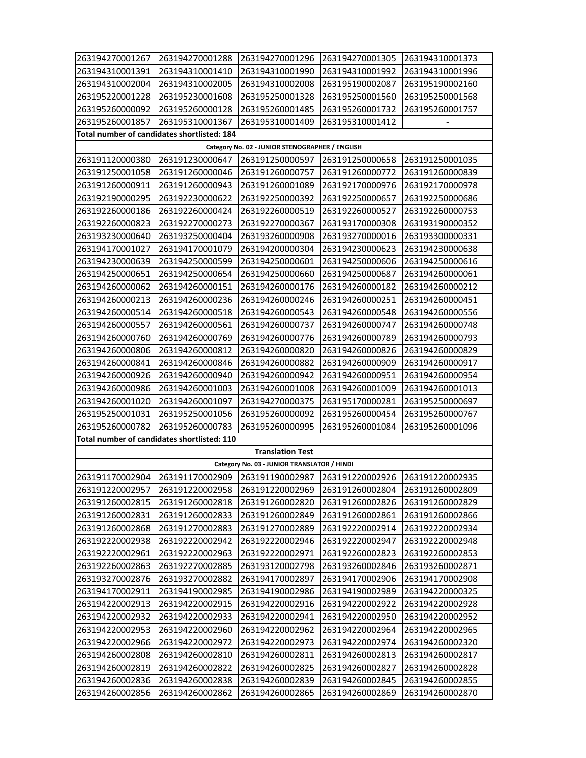| | | | | |
|---|---|---|---|---|
| 263194270001267 | 263194270001288 | 263194270001296 | 263194270001305 | 263194310001373 |
| 263194310001391 | 263194310001410 | 263194310001990 | 263194310001992 | 263194310001996 |
| 263194310002004 | 263194310002005 | 263194310002008 | 263195190002087 | 263195190002160 |
| 263195220001228 | 263195230001608 | 263195250001328 | 263195250001560 | 263195250001568 |
| 263195260000092 | 263195260000128 | 263195260001485 | 263195260001732 | 263195260001757 |
| 263195260001857 | 263195310001367 | 263195310001409 | 263195310001412 | - |

**Total number of candidates shortlisted: 184**

**Category No. 02 - JUNIOR STENOGRAPHER / ENGLISH**

| | | | | |
|---|---|---|---|---|
| 263191120000380 | 263191230000647 | 263191250000597 | 263191250000658 | 263191250001035 |
| 263191250001058 | 263191260000046 | 263191260000757 | 263191260000772 | 263191260000839 |
| 263191260000911 | 263191260000943 | 263191260001089 | 263192170000976 | 263192170000978 |
| 263192190000295 | 263192230000622 | 263192250000392 | 263192250000657 | 263192250000686 |
| 263192260000186 | 263192260000424 | 263192260000519 | 263192260000527 | 263192260000753 |
| 263192260000823 | 263192270000273 | 263192270000367 | 263193170000308 | 263193190000352 |
| 263193230000640 | 263193250000404 | 263193260000908 | 263193270000016 | 263193300000331 |
| 263194170001027 | 263194170001079 | 263194200000304 | 263194230000623 | 263194230000638 |
| 263194230000639 | 263194250000599 | 263194250000601 | 263194250000606 | 263194250000616 |
| 263194250000651 | 263194250000654 | 263194250000660 | 263194250000687 | 263194260000061 |
| 263194260000062 | 263194260000151 | 263194260000176 | 263194260000182 | 263194260000212 |
| 263194260000213 | 263194260000236 | 263194260000246 | 263194260000251 | 263194260000451 |
| 263194260000514 | 263194260000518 | 263194260000543 | 263194260000548 | 263194260000556 |
| 263194260000557 | 263194260000561 | 263194260000737 | 263194260000747 | 263194260000748 |
| 263194260000760 | 263194260000769 | 263194260000776 | 263194260000789 | 263194260000793 |
| 263194260000806 | 263194260000812 | 263194260000820 | 263194260000826 | 263194260000829 |
| 263194260000841 | 263194260000846 | 263194260000882 | 263194260000909 | 263194260000917 |
| 263194260000926 | 263194260000940 | 263194260000942 | 263194260000951 | 263194260000954 |
| 263194260000986 | 263194260001003 | 263194260001008 | 263194260001009 | 263194260001013 |
| 263194260001020 | 263194260001097 | 263194270000375 | 263195170000281 | 263195250000697 |
| 263195250001031 | 263195250001056 | 263195260000092 | 263195260000454 | 263195260000767 |
| 263195260000782 | 263195260000783 | 263195260000995 | 263195260001084 | 263195260001096 |

**Total number of candidates shortlisted: 110**

**Translation Test**

**Category No. 03 - JUNIOR TRANSLATOR / HINDI**

| | | | | |
|---|---|---|---|---|
| 263191170002904 | 263191170002909 | 263191190002987 | 263191220002926 | 263191220002935 |
| 263191220002957 | 263191220002958 | 263191220002969 | 263191260002804 | 263191260002809 |
| 263191260002815 | 263191260002818 | 263191260002820 | 263191260002826 | 263191260002829 |
| 263191260002831 | 263191260002833 | 263191260002849 | 263191260002861 | 263191260002866 |
| 263191260002868 | 263191270002883 | 263191270002889 | 263192220002914 | 263192220002934 |
| 263192220002938 | 263192220002942 | 263192220002946 | 263192220002947 | 263192220002948 |
| 263192220002961 | 263192220002963 | 263192220002971 | 263192260002823 | 263192260002853 |
| 263192260002863 | 263192270002885 | 263193120002798 | 263193260002846 | 263193260002871 |
| 263193270002876 | 263193270002882 | 263194170002897 | 263194170002906 | 263194170002908 |
| 263194170002911 | 263194190002985 | 263194190002986 | 263194190002989 | 263194220000325 |
| 263194220002913 | 263194220002915 | 263194220002916 | 263194220002922 | 263194220002928 |
| 263194220002932 | 263194220002933 | 263194220002941 | 263194220002950 | 263194220002952 |
| 263194220002953 | 263194220002960 | 263194220002962 | 263194220002964 | 263194220002965 |
| 263194220002966 | 263194220002972 | 263194220002973 | 263194220002974 | 263194260002320 |
| 263194260002808 | 263194260002810 | 263194260002811 | 263194260002813 | 263194260002817 |
| 263194260002819 | 263194260002822 | 263194260002825 | 263194260002827 | 263194260002828 |
| 263194260002836 | 263194260002838 | 263194260002839 | 263194260002845 | 263194260002855 |
| 263194260002856 | 263194260002862 | 263194260002865 | 263194260002869 | 263194260002870 |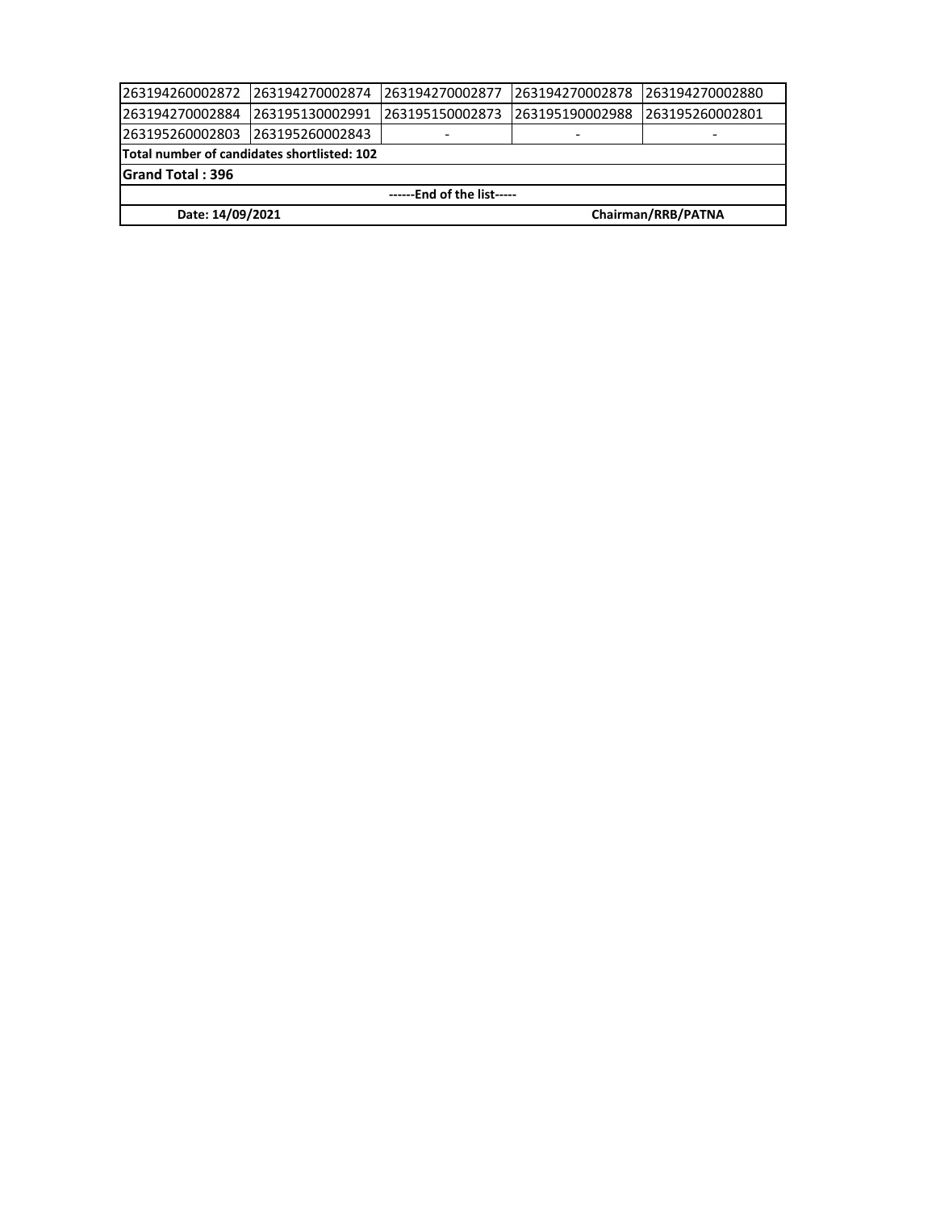| | | | | |
|---|---|---|---|---|
| 263194260002872 | 263194270002874 | 263194270002877 | 263194270002878 | 263194270002880 |
| 263194270002884 | 263195130002991 | 263195150002873 | 263195190002988 | 263195260002801 |
| 263195260002803 | 263195260002843 | - | - | - |

**Total number of candidates shortlisted: 102**

**Grand Total : 396**

**------End of the list-----**

**Date: 14/09/2021** **Chairman/RRB/PATNA**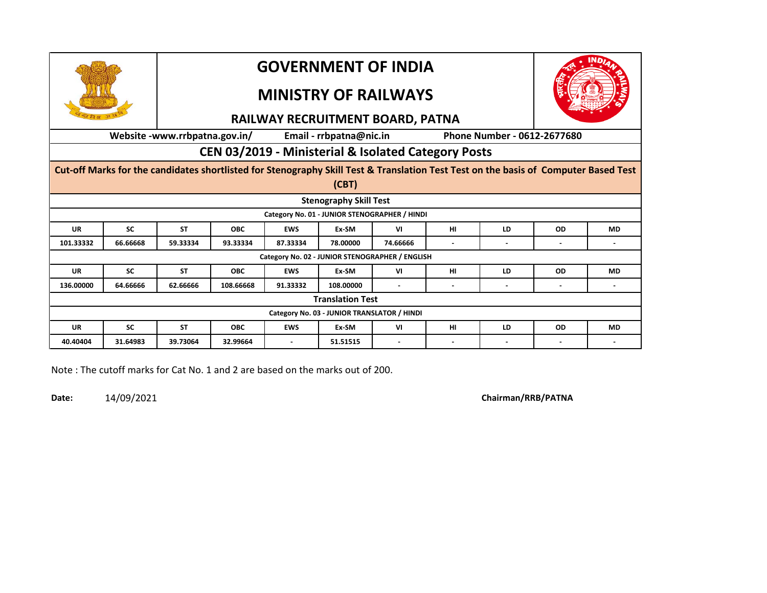# GOVERNMENT OF INDIA

# MINISTRY OF RAILWAYS

## RAILWAY RECRUITMENT BOARD, PATNA

**Website -www.rrbpatna.gov.in/ Email - rrbpatna@nic.in Phone Number - 0612-2677680**

## CEN 03/2019 - Ministerial & Isolated Category Posts

**Cut-off Marks for the candidates shortlisted for Stenography Skill Test & Translation Test Test on the basis of Computer Based Test (CBT)**

### Stenography Skill Test

**Category No. 01 - JUNIOR STENOGRAPHER / HINDI**

| UR | SC | ST | OBC | EWS | Ex-SM | VI | HI | LD | OD | MD |
|---|---|---|---|---|---|---|---|---|---|---|
| 101.33332 | 66.66668 | 59.33334 | 93.33334 | 87.33334 | 78.00000 | 74.66666 | - | - | - | - |

**Category No. 02 - JUNIOR STENOGRAPHER / ENGLISH**

| UR | SC | ST | OBC | EWS | Ex-SM | VI | HI | LD | OD | MD |
|---|---|---|---|---|---|---|---|---|---|---|
| 136.00000 | 64.66666 | 62.66666 | 108.66668 | 91.33332 | 108.00000 | - | - | - | - | - |

### Translation Test

**Category No. 03 - JUNIOR TRANSLATOR / HINDI**

| UR | SC | ST | OBC | EWS | Ex-SM | VI | HI | LD | OD | MD |
|---|---|---|---|---|---|---|---|---|---|---|
| 40.40404 | 31.64983 | 39.73064 | 32.99664 | - | 51.51515 | - | - | - | - | - |

Note : The cutoff marks for Cat No. 1 and 2 are based on the marks out of 200.

**Date:** 14/09/2021

**Chairman/RRB/PATNA**